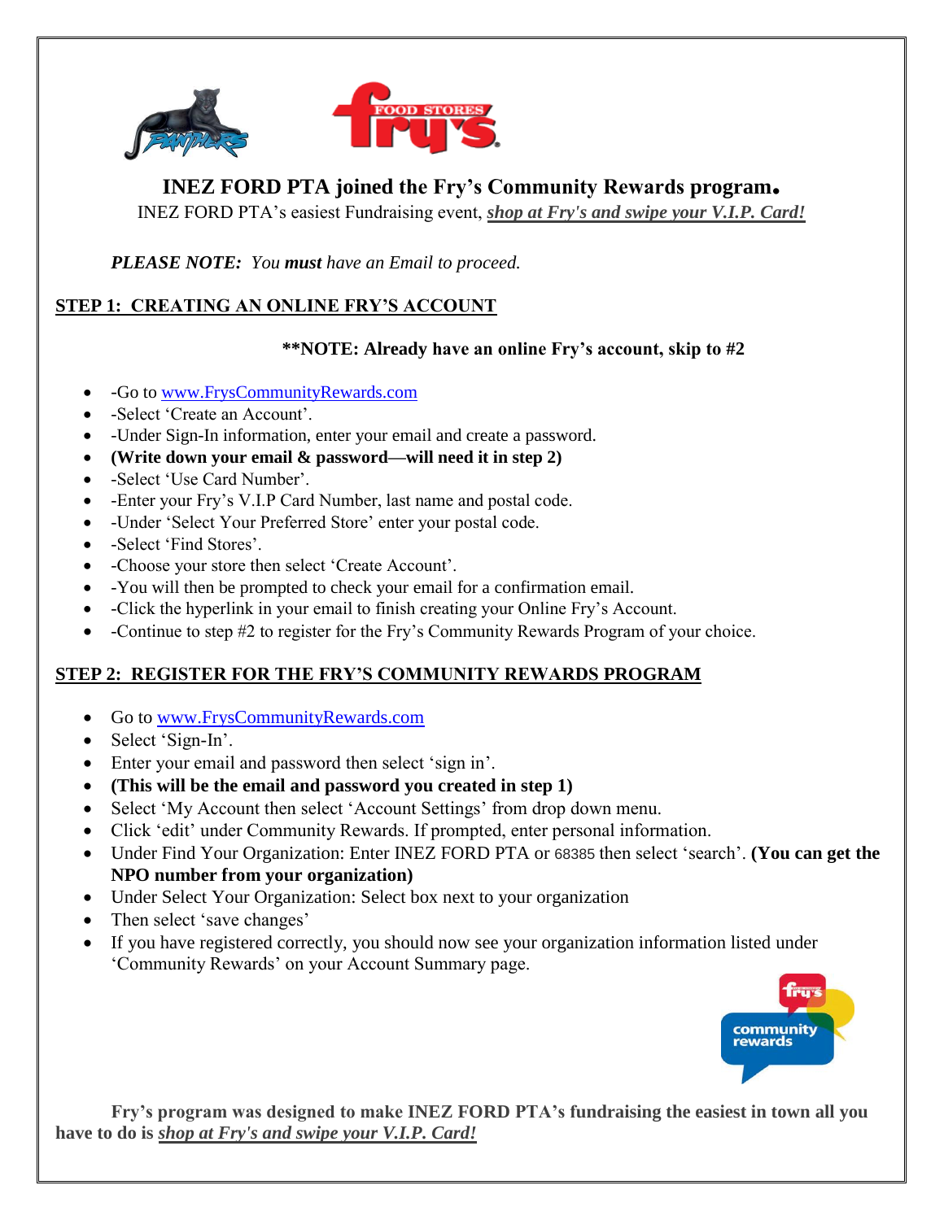# INEZ FORD PTA joined the Fry's Community Rewards program.

INEZ FORD PTA's easiest Fundraising event, ***shop at Fry's and swipe your V.I.P. Card!***

***PLEASE NOTE:*** *You **must** have an Email to proceed.*

## STEP 1: CREATING AN ONLINE FRY'S ACCOUNT

**\*\*NOTE: Already have an online Fry's account, skip to #2**

- -Go to www.FrysCommunityRewards.com
- -Select 'Create an Account'.
- -Under Sign-In information, enter your email and create a password.
- **(Write down your email & password—will need it in step 2)**
- -Select 'Use Card Number'.
- -Enter your Fry's V.I.P Card Number, last name and postal code.
- -Under 'Select Your Preferred Store' enter your postal code.
- -Select 'Find Stores'.
- -Choose your store then select 'Create Account'.
- -You will then be prompted to check your email for a confirmation email.
- -Click the hyperlink in your email to finish creating your Online Fry's Account.
- -Continue to step #2 to register for the Fry's Community Rewards Program of your choice.

## STEP 2: REGISTER FOR THE FRY'S COMMUNITY REWARDS PROGRAM

- Go to www.FrysCommunityRewards.com
- Select 'Sign-In'.
- Enter your email and password then select 'sign in'.
- **(This will be the email and password you created in step 1)**
- Select 'My Account then select 'Account Settings' from drop down menu.
- Click 'edit' under Community Rewards. If prompted, enter personal information.
- Under Find Your Organization: Enter INEZ FORD PTA or 68385 then select 'search'. **(You can get the NPO number from your organization)**
- Under Select Your Organization: Select box next to your organization
- Then select 'save changes'
- If you have registered correctly, you should now see your organization information listed under 'Community Rewards' on your Account Summary page.

**Fry's program was designed to make INEZ FORD PTA's fundraising the easiest in town all you have to do is *shop at Fry's and swipe your V.I.P. Card!***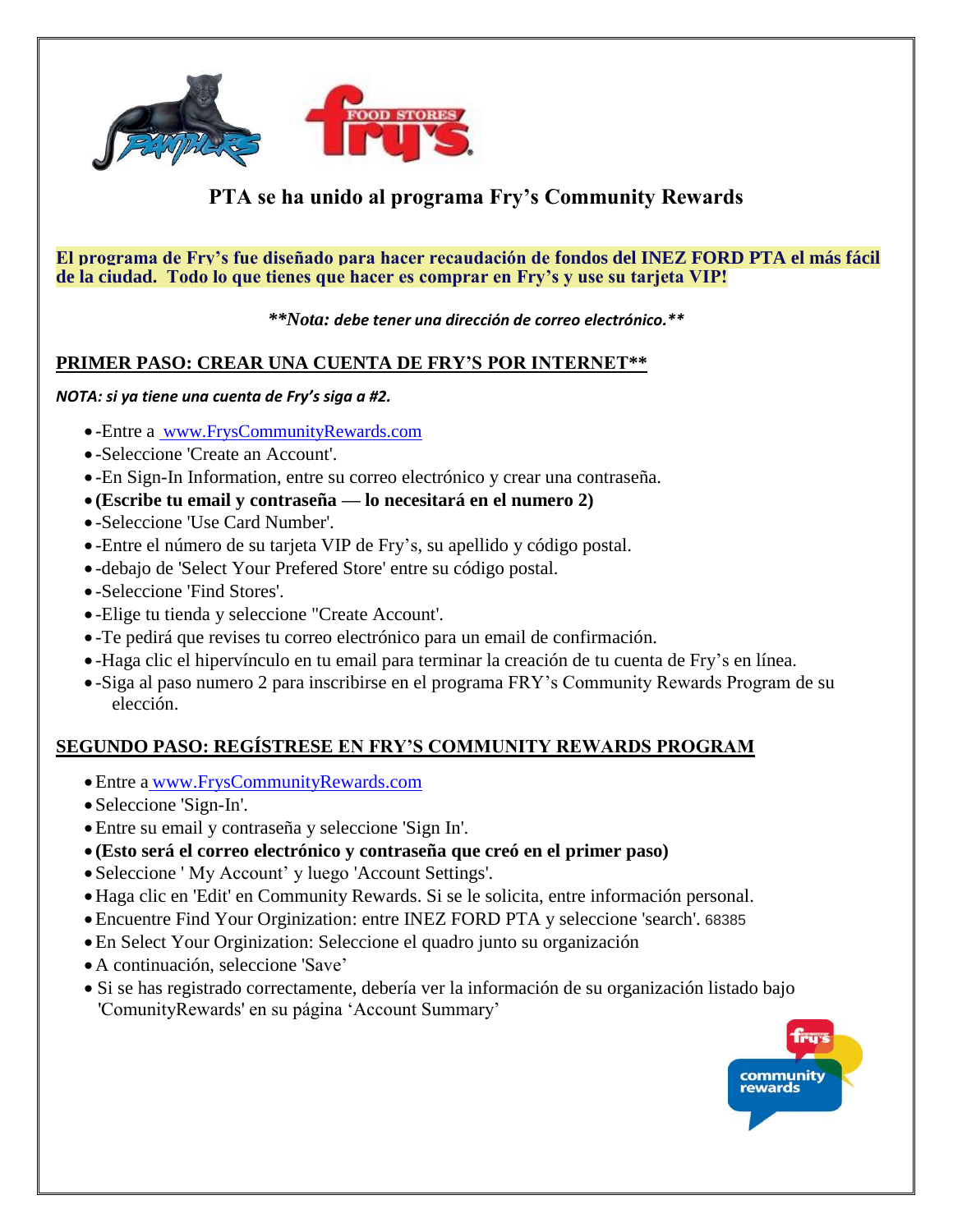## PTA se ha unido al programa Fry's Community Rewards

**El programa de Fry's fue diseñado para hacer recaudación de fondos del INEZ FORD PTA el más fácil de la ciudad. Todo lo que tienes que hacer es comprar en Fry's y use su tarjeta VIP!**

***\*\*Nota: debe tener una dirección de correo electrónico.\*\****

### PRIMER PASO: CREAR UNA CUENTA DE FRY'S POR INTERNET**

***NOTA: si ya tiene una cuenta de Fry's siga a #2.***

- -Entre a www.FrysCommunityRewards.com
- -Seleccione 'Create an Account'.
- -En Sign-In Information, entre su correo electrónico y crear una contraseña.
- **(Escribe tu email y contraseña — lo necesitará en el numero 2)**
- -Seleccione 'Use Card Number'.
- -Entre el número de su tarjeta VIP de Fry's, su apellido y código postal.
- -debajo de 'Select Your Prefered Store' entre su código postal.
- -Seleccione 'Find Stores'.
- -Elige tu tienda y seleccione "Create Account'.
- -Te pedirá que revises tu correo electrónico para un email de confirmación.
- -Haga clic el hipervínculo en tu email para terminar la creación de tu cuenta de Fry's en línea.
- -Siga al paso numero 2 para inscribirse en el programa FRY's Community Rewards Program de su elección.

### SEGUNDO PASO: REGÍSTRESE EN FRY'S COMMUNITY REWARDS PROGRAM

- Entre a www.FrysCommunityRewards.com
- Seleccione 'Sign-In'.
- Entre su email y contraseña y seleccione 'Sign In'.
- **(Esto será el correo electrónico y contraseña que creó en el primer paso)**
- Seleccione ' My Account' y luego 'Account Settings'.
- Haga clic en 'Edit' en Community Rewards. Si se le solicita, entre información personal.
- Encuentre Find Your Orginization: entre INEZ FORD PTA y seleccione 'search'. 68385
- En Select Your Orginization: Seleccione el quadro junto su organización
- A continuación, seleccione 'Save'
- Si se has registrado correctamente, debería ver la información de su organización listado bajo 'ComunityRewards' en su página 'Account Summary'